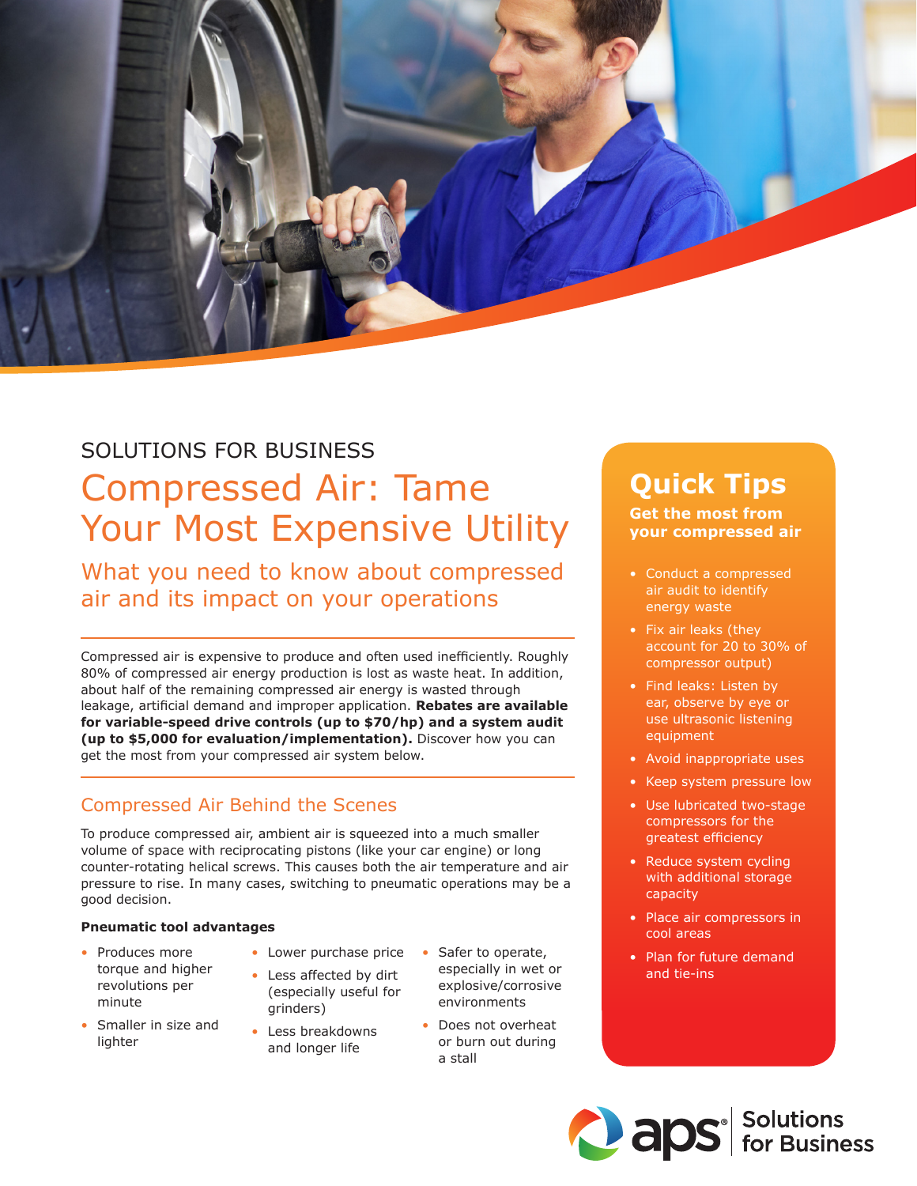SOLUTIONS FOR BUSINESS

# Compressed Air: Tame Your Most Expensive Utility

## What you need to know about compressed air and its impact on your operations

Compressed air is expensive to produce and often used inefficiently. Roughly 80% of compressed air energy production is lost as waste heat. In addition, about half of the remaining compressed air energy is wasted through leakage, artificial demand and improper application. **Rebates are available for variable-speed drive controls (up to $70/hp) and a system audit (up to $5,000 for evaluation/implementation).** Discover how you can get the most from your compressed air system below.

## Compressed Air Behind the Scenes

To produce compressed air, ambient air is squeezed into a much smaller volume of space with reciprocating pistons (like your car engine) or long counter-rotating helical screws. This causes both the air temperature and air pressure to rise. In many cases, switching to pneumatic operations may be a good decision.

**Pneumatic tool advantages**

- Produces more torque and higher revolutions per minute
- Smaller in size and lighter
- Lower purchase price
- Less affected by dirt (especially useful for grinders)
- Less breakdowns and longer life
- Safer to operate, especially in wet or explosive/corrosive environments
- Does not overheat or burn out during a stall

## Quick Tips

**Get the most from your compressed air**

- Conduct a compressed air audit to identify energy waste
- Fix air leaks (they account for 20 to 30% of compressor output)
- Find leaks: Listen by ear, observe by eye or use ultrasonic listening equipment
- Avoid inappropriate uses
- Keep system pressure low
- Use lubricated two-stage compressors for the greatest efficiency
- Reduce system cycling with additional storage capacity
- Place air compressors in cool areas
- Plan for future demand and tie-ins

aps® Solutions for Business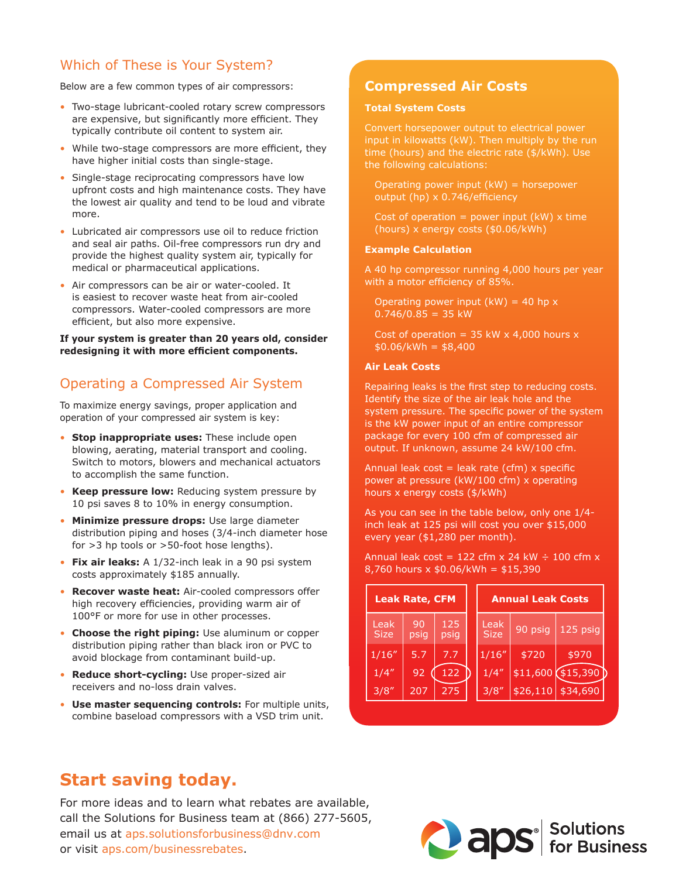## Which of These is Your System?

Below are a few common types of air compressors:

- Two-stage lubricant-cooled rotary screw compressors are expensive, but significantly more efficient. They typically contribute oil content to system air.
- While two-stage compressors are more efficient, they have higher initial costs than single-stage.
- Single-stage reciprocating compressors have low upfront costs and high maintenance costs. They have the lowest air quality and tend to be loud and vibrate more.
- Lubricated air compressors use oil to reduce friction and seal air paths. Oil-free compressors run dry and provide the highest quality system air, typically for medical or pharmaceutical applications.
- Air compressors can be air or water-cooled. It is easiest to recover waste heat from air-cooled compressors. Water-cooled compressors are more efficient, but also more expensive.

**If your system is greater than 20 years old, consider redesigning it with more efficient components.**

## Operating a Compressed Air System

To maximize energy savings, proper application and operation of your compressed air system is key:

- **Stop inappropriate uses:** These include open blowing, aerating, material transport and cooling. Switch to motors, blowers and mechanical actuators to accomplish the same function.
- **Keep pressure low:** Reducing system pressure by 10 psi saves 8 to 10% in energy consumption.
- **Minimize pressure drops:** Use large diameter distribution piping and hoses (3/4-inch diameter hose for >3 hp tools or >50-foot hose lengths).
- **Fix air leaks:** A 1/32-inch leak in a 90 psi system costs approximately $185 annually.
- **Recover waste heat:** Air-cooled compressors offer high recovery efficiencies, providing warm air of 100°F or more for use in other processes.
- **Choose the right piping:** Use aluminum or copper distribution piping rather than black iron or PVC to avoid blockage from contaminant build-up.
- **Reduce short-cycling:** Use proper-sized air receivers and no-loss drain valves.
- **Use master sequencing controls:** For multiple units, combine baseload compressors with a VSD trim unit.

## Compressed Air Costs

### Total System Costs

Convert horsepower output to electrical power input in kilowatts (kW). Then multiply by the run time (hours) and the electric rate ($/kWh). Use the following calculations:

Operating power input (kW) = horsepower output (hp) x 0.746/efficiency

Cost of operation = power input (kW) x time (hours) x energy costs ($0.06/kWh)

### Example Calculation

A 40 hp compressor running 4,000 hours per year with a motor efficiency of 85%.

Operating power input (kW) = 40 hp x 0.746/0.85 = 35 kW

Cost of operation = 35 kW x 4,000 hours x $0.06/kWh = $8,400

### Air Leak Costs

Repairing leaks is the first step to reducing costs. Identify the size of the air leak hole and the system pressure. The specific power of the system is the kW power input of an entire compressor package for every 100 cfm of compressed air output. If unknown, assume 24 kW/100 cfm.

Annual leak cost = leak rate (cfm) x specific power at pressure (kW/100 cfm) x operating hours x energy costs ($/kWh)

As you can see in the table below, only one 1/4-inch leak at 125 psi will cost you over $15,000 every year ($1,280 per month).

Annual leak cost = 122 cfm x 24 kW ÷ 100 cfm x 8,760 hours x $0.06/kWh = $15,390

| Leak Rate, CFM | | |
|---|---|---|
| Leak Size | 90 psig | 125 psig |
| 1/16″ | 5.7 | 7.7 |
| 1/4″ | 92 | 122 |
| 3/8″ | 207 | 275 |

| Annual Leak Costs | | |
|---|---|---|
| Leak Size | 90 psig | 125 psig |
| 1/16″ | $720 | $970 |
| 1/4″ | $11,600 | $15,390 |
| 3/8″ | $26,110 | $34,690 |

## Start saving today.

For more ideas and to learn what rebates are available, call the Solutions for Business team at (866) 277-5605, email us at aps.solutionsforbusiness@dnv.com or visit aps.com/businessrebates.

aps® Solutions for Business